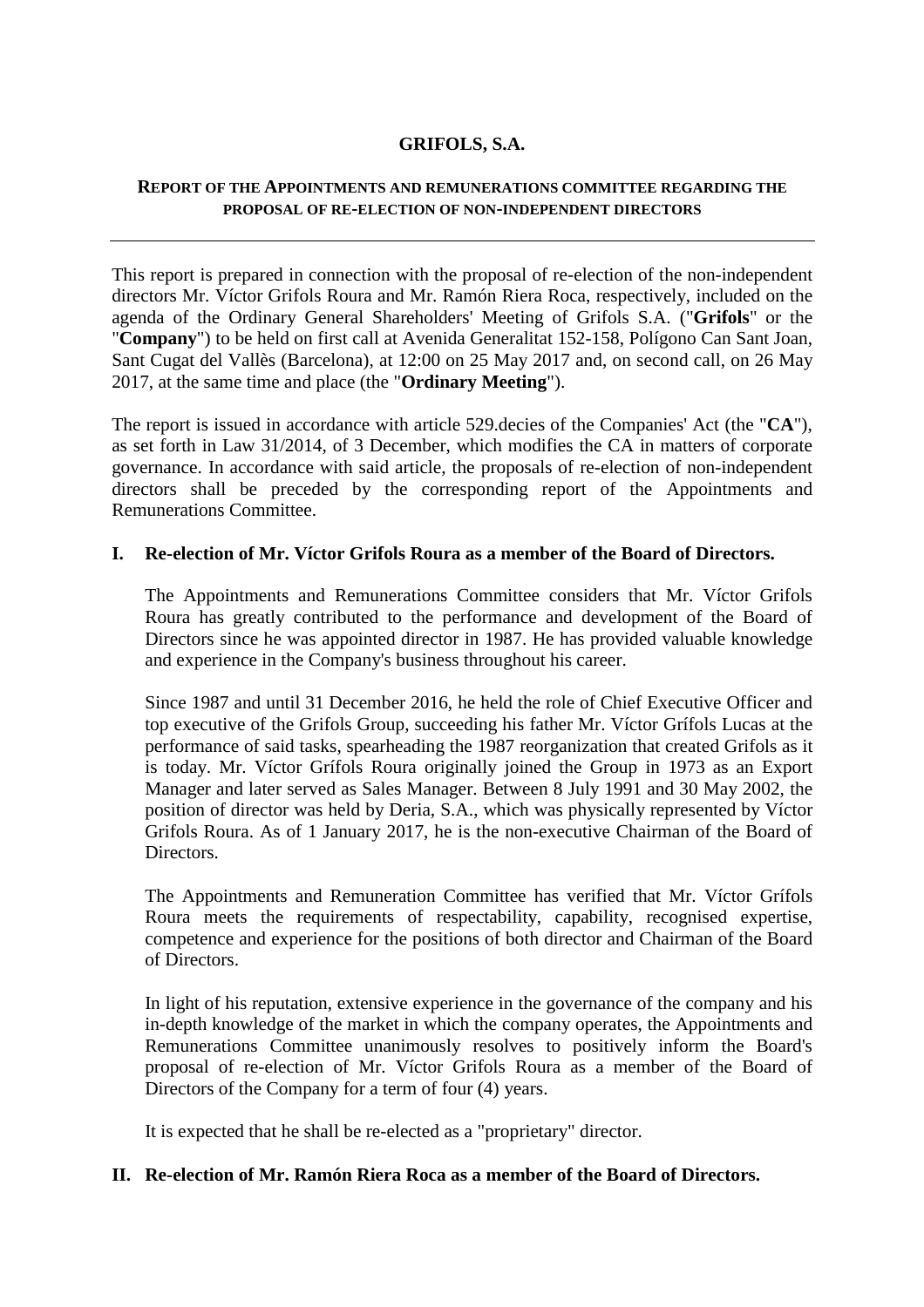# GRIFOLS, S.A.

## REPORT OF THE APPOINTMENTS AND REMUNERATIONS COMMITTEE REGARDING THE PROPOSAL OF RE-ELECTION OF NON-INDEPENDENT DIRECTORS

---

This report is prepared in connection with the proposal of re-election of the non-independent directors Mr. Víctor Grifols Roura and Mr. Ramón Riera Roca, respectively, included on the agenda of the Ordinary General Shareholders' Meeting of Grifols S.A. ("**Grifols**" or the "**Company**") to be held on first call at Avenida Generalitat 152-158, Polígono Can Sant Joan, Sant Cugat del Vallès (Barcelona), at 12:00 on 25 May 2017 and, on second call, on 26 May 2017, at the same time and place (the "**Ordinary Meeting**").

The report is issued in accordance with article 529.decies of the Companies' Act (the "**CA**"), as set forth in Law 31/2014, of 3 December, which modifies the CA in matters of corporate governance. In accordance with said article, the proposals of re-election of non-independent directors shall be preceded by the corresponding report of the Appointments and Remunerations Committee.

### I. Re-election of Mr. Víctor Grifols Roura as a member of the Board of Directors.

The Appointments and Remunerations Committee considers that Mr. Víctor Grifols Roura has greatly contributed to the performance and development of the Board of Directors since he was appointed director in 1987. He has provided valuable knowledge and experience in the Company's business throughout his career.

Since 1987 and until 31 December 2016, he held the role of Chief Executive Officer and top executive of the Grifols Group, succeeding his father Mr. Víctor Grífols Lucas at the performance of said tasks, spearheading the 1987 reorganization that created Grifols as it is today. Mr. Víctor Grífols Roura originally joined the Group in 1973 as an Export Manager and later served as Sales Manager. Between 8 July 1991 and 30 May 2002, the position of director was held by Deria, S.A., which was physically represented by Víctor Grifols Roura. As of 1 January 2017, he is the non-executive Chairman of the Board of Directors.

The Appointments and Remuneration Committee has verified that Mr. Víctor Grífols Roura meets the requirements of respectability, capability, recognised expertise, competence and experience for the positions of both director and Chairman of the Board of Directors.

In light of his reputation, extensive experience in the governance of the company and his in-depth knowledge of the market in which the company operates, the Appointments and Remunerations Committee unanimously resolves to positively inform the Board's proposal of re-election of Mr. Víctor Grifols Roura as a member of the Board of Directors of the Company for a term of four (4) years.

It is expected that he shall be re-elected as a "proprietary" director.

### II. Re-election of Mr. Ramón Riera Roca as a member of the Board of Directors.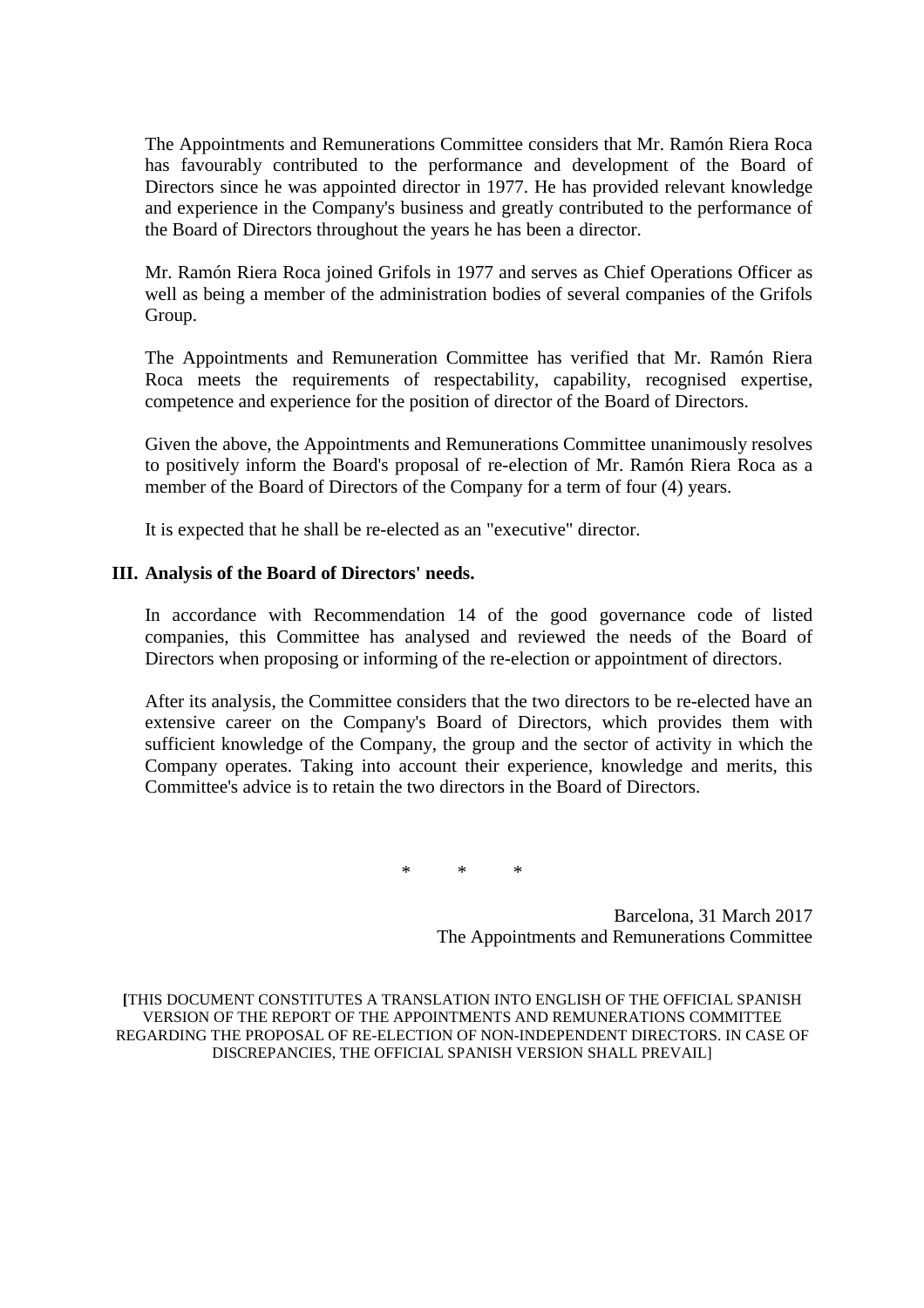The Appointments and Remunerations Committee considers that Mr. Ramón Riera Roca has favourably contributed to the performance and development of the Board of Directors since he was appointed director in 1977. He has provided relevant knowledge and experience in the Company's business and greatly contributed to the performance of the Board of Directors throughout the years he has been a director.

Mr. Ramón Riera Roca joined Grifols in 1977 and serves as Chief Operations Officer as well as being a member of the administration bodies of several companies of the Grifols Group.

The Appointments and Remuneration Committee has verified that Mr. Ramón Riera Roca meets the requirements of respectability, capability, recognised expertise, competence and experience for the position of director of the Board of Directors.

Given the above, the Appointments and Remunerations Committee unanimously resolves to positively inform the Board's proposal of re-election of Mr. Ramón Riera Roca as a member of the Board of Directors of the Company for a term of four (4) years.

It is expected that he shall be re-elected as an "executive" director.

## III. Analysis of the Board of Directors' needs.

In accordance with Recommendation 14 of the good governance code of listed companies, this Committee has analysed and reviewed the needs of the Board of Directors when proposing or informing of the re-election or appointment of directors.

After its analysis, the Committee considers that the two directors to be re-elected have an extensive career on the Company's Board of Directors, which provides them with sufficient knowledge of the Company, the group and the sector of activity in which the Company operates. Taking into account their experience, knowledge and merits, this Committee's advice is to retain the two directors in the Board of Directors.

\* \* \*

Barcelona, 31 March 2017
The Appointments and Remunerations Committee

[THIS DOCUMENT CONSTITUTES A TRANSLATION INTO ENGLISH OF THE OFFICIAL SPANISH VERSION OF THE REPORT OF THE APPOINTMENTS AND REMUNERATIONS COMMITTEE REGARDING THE PROPOSAL OF RE-ELECTION OF NON-INDEPENDENT DIRECTORS. IN CASE OF DISCREPANCIES, THE OFFICIAL SPANISH VERSION SHALL PREVAIL]